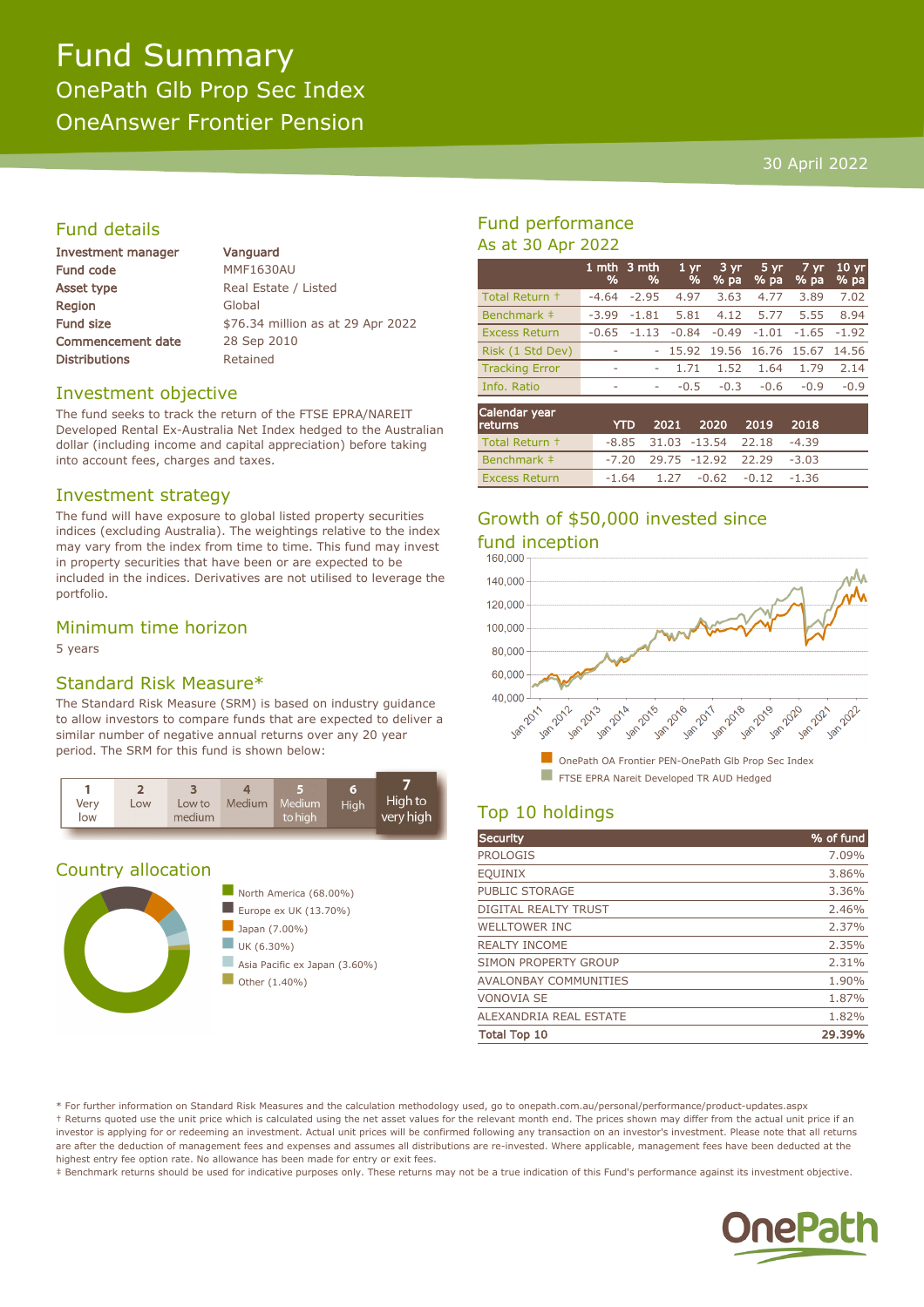# Fund Summary

## OnePath Glb Prop Sec Index

## OneAnswer Frontier Pension

30 April 2022

## Fund details

| | |
|---|---|
| Investment manager | Vanguard |
| Fund code | MMF1630AU |
| Asset type | Real Estate / Listed |
| Region | Global |
| Fund size | $76.34 million as at 29 Apr 2022 |
| Commencement date | 28 Sep 2010 |
| Distributions | Retained |

## Investment objective

The fund seeks to track the return of the FTSE EPRA/NAREIT Developed Rental Ex-Australia Net Index hedged to the Australian dollar (including income and capital appreciation) before taking into account fees, charges and taxes.

## Investment strategy

The fund will have exposure to global listed property securities indices (excluding Australia). The weightings relative to the index may vary from the index from time to time. This fund may invest in property securities that have been or are expected to be included in the indices. Derivatives are not utilised to leverage the portfolio.

## Minimum time horizon

5 years

## Standard Risk Measure*

The Standard Risk Measure (SRM) is based on industry guidance to allow investors to compare funds that are expected to deliver a similar number of negative annual returns over any 20 year period. The SRM for this fund is shown below:

| 1 Very low | 2 Low | 3 Low to medium | 4 Medium | 5 Medium to high | 6 High | **7 High to very high** |
|---|---|---|---|---|---|---|

## Country allocation

- North America (68.00%)
- Europe ex UK (13.70%)
- Japan (7.00%)
- UK (6.30%)
- Asia Pacific ex Japan (3.60%)
- Other (1.40%)

## Fund performance

As at 30 Apr 2022

| | 1 mth % | 3 mth % | 1 yr % | 3 yr % pa | 5 yr % pa | 7 yr % pa | 10 yr % pa |
|---|---|---|---|---|---|---|---|
| Total Return † | -4.64 | -2.95 | 4.97 | 3.63 | 4.77 | 3.89 | 7.02 |
| Benchmark ‡ | -3.99 | -1.81 | 5.81 | 4.12 | 5.77 | 5.55 | 8.94 |
| Excess Return | -0.65 | -1.13 | -0.84 | -0.49 | -1.01 | -1.65 | -1.92 |
| Risk (1 Std Dev) | - | - | 15.92 | 19.56 | 16.76 | 15.67 | 14.56 |
| Tracking Error | - | - | 1.71 | 1.52 | 1.64 | 1.79 | 2.14 |
| Info. Ratio | - | - | -0.5 | -0.3 | -0.6 | -0.9 | -0.9 |

| Calendar year returns | YTD | 2021 | 2020 | 2019 | 2018 |
|---|---|---|---|---|---|
| Total Return † | -8.85 | 31.03 | -13.54 | 22.18 | -4.39 |
| Benchmark ‡ | -7.20 | 29.75 | -12.92 | 22.29 | -3.03 |
| Excess Return | -1.64 | 1.27 | -0.62 | -0.12 | -1.36 |

## Growth of $50,000 invested since fund inception

- OnePath OA Frontier PEN-OnePath Glb Prop Sec Index
- FTSE EPRA Nareit Developed TR AUD Hedged

## Top 10 holdings

| Security | % of fund |
|---|---|
| PROLOGIS | 7.09% |
| EQUINIX | 3.86% |
| PUBLIC STORAGE | 3.36% |
| DIGITAL REALTY TRUST | 2.46% |
| WELLTOWER INC | 2.37% |
| REALTY INCOME | 2.35% |
| SIMON PROPERTY GROUP | 2.31% |
| AVALONBAY COMMUNITIES | 1.90% |
| VONOVIA SE | 1.87% |
| ALEXANDRIA REAL ESTATE | 1.82% |
| **Total Top 10** | **29.39%** |

\* For further information on Standard Risk Measures and the calculation methodology used, go to onepath.com.au/personal/performance/product-updates.aspx

† Returns quoted use the unit price which is calculated using the net asset values for the relevant month end. The prices shown may differ from the actual unit price if an investor is applying for or redeeming an investment. Actual unit prices will be confirmed following any transaction on an investor's investment. Please note that all returns are after the deduction of management fees and expenses and assumes all distributions are re-invested. Where applicable, management fees have been deducted at the highest entry fee option rate. No allowance has been made for entry or exit fees.

‡ Benchmark returns should be used for indicative purposes only. These returns may not be a true indication of this Fund's performance against its investment objective.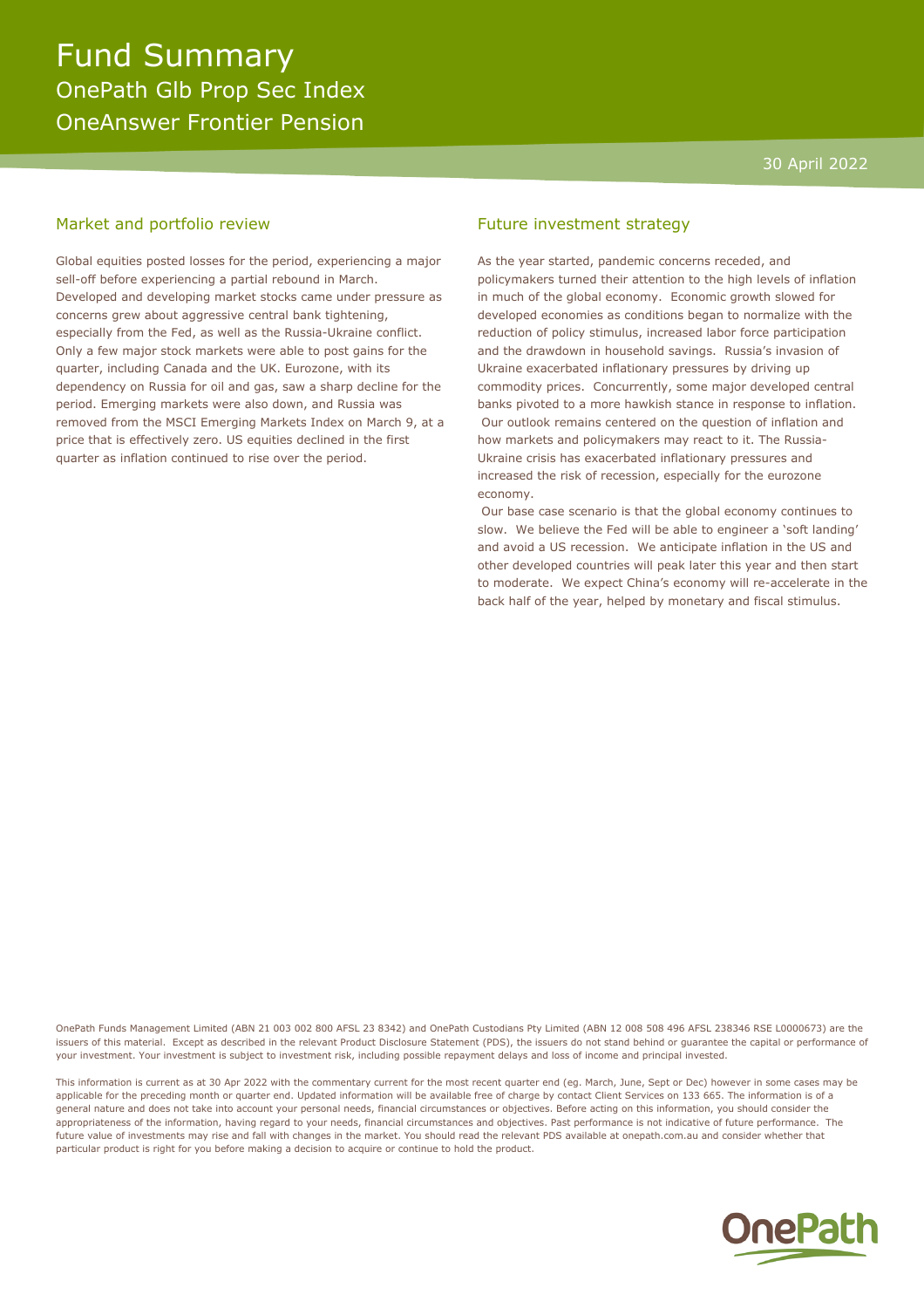# Fund Summary

## OnePath Glb Prop Sec Index

## OneAnswer Frontier Pension

30 April 2022

### Market and portfolio review

Global equities posted losses for the period, experiencing a major sell-off before experiencing a partial rebound in March. Developed and developing market stocks came under pressure as concerns grew about aggressive central bank tightening, especially from the Fed, as well as the Russia-Ukraine conflict. Only a few major stock markets were able to post gains for the quarter, including Canada and the UK. Eurozone, with its dependency on Russia for oil and gas, saw a sharp decline for the period. Emerging markets were also down, and Russia was removed from the MSCI Emerging Markets Index on March 9, at a price that is effectively zero. US equities declined in the first quarter as inflation continued to rise over the period.

### Future investment strategy

As the year started, pandemic concerns receded, and policymakers turned their attention to the high levels of inflation in much of the global economy. Economic growth slowed for developed economies as conditions began to normalize with the reduction of policy stimulus, increased labor force participation and the drawdown in household savings. Russia's invasion of Ukraine exacerbated inflationary pressures by driving up commodity prices. Concurrently, some major developed central banks pivoted to a more hawkish stance in response to inflation. Our outlook remains centered on the question of inflation and how markets and policymakers may react to it. The Russia-Ukraine crisis has exacerbated inflationary pressures and increased the risk of recession, especially for the eurozone economy.

Our base case scenario is that the global economy continues to slow. We believe the Fed will be able to engineer a 'soft landing' and avoid a US recession. We anticipate inflation in the US and other developed countries will peak later this year and then start to moderate. We expect China's economy will re-accelerate in the back half of the year, helped by monetary and fiscal stimulus.

OnePath Funds Management Limited (ABN 21 003 002 800 AFSL 23 8342) and OnePath Custodians Pty Limited (ABN 12 008 508 496 AFSL 238346 RSE L0000673) are the issuers of this material. Except as described in the relevant Product Disclosure Statement (PDS), the issuers do not stand behind or guarantee the capital or performance of your investment. Your investment is subject to investment risk, including possible repayment delays and loss of income and principal invested.

This information is current as at 30 Apr 2022 with the commentary current for the most recent quarter end (eg. March, June, Sept or Dec) however in some cases may be applicable for the preceding month or quarter end. Updated information will be available free of charge by contact Client Services on 133 665. The information is of a general nature and does not take into account your personal needs, financial circumstances or objectives. Before acting on this information, you should consider the appropriateness of the information, having regard to your needs, financial circumstances and objectives. Past performance is not indicative of future performance. The future value of investments may rise and fall with changes in the market. You should read the relevant PDS available at onepath.com.au and consider whether that particular product is right for you before making a decision to acquire or continue to hold the product.

OnePath